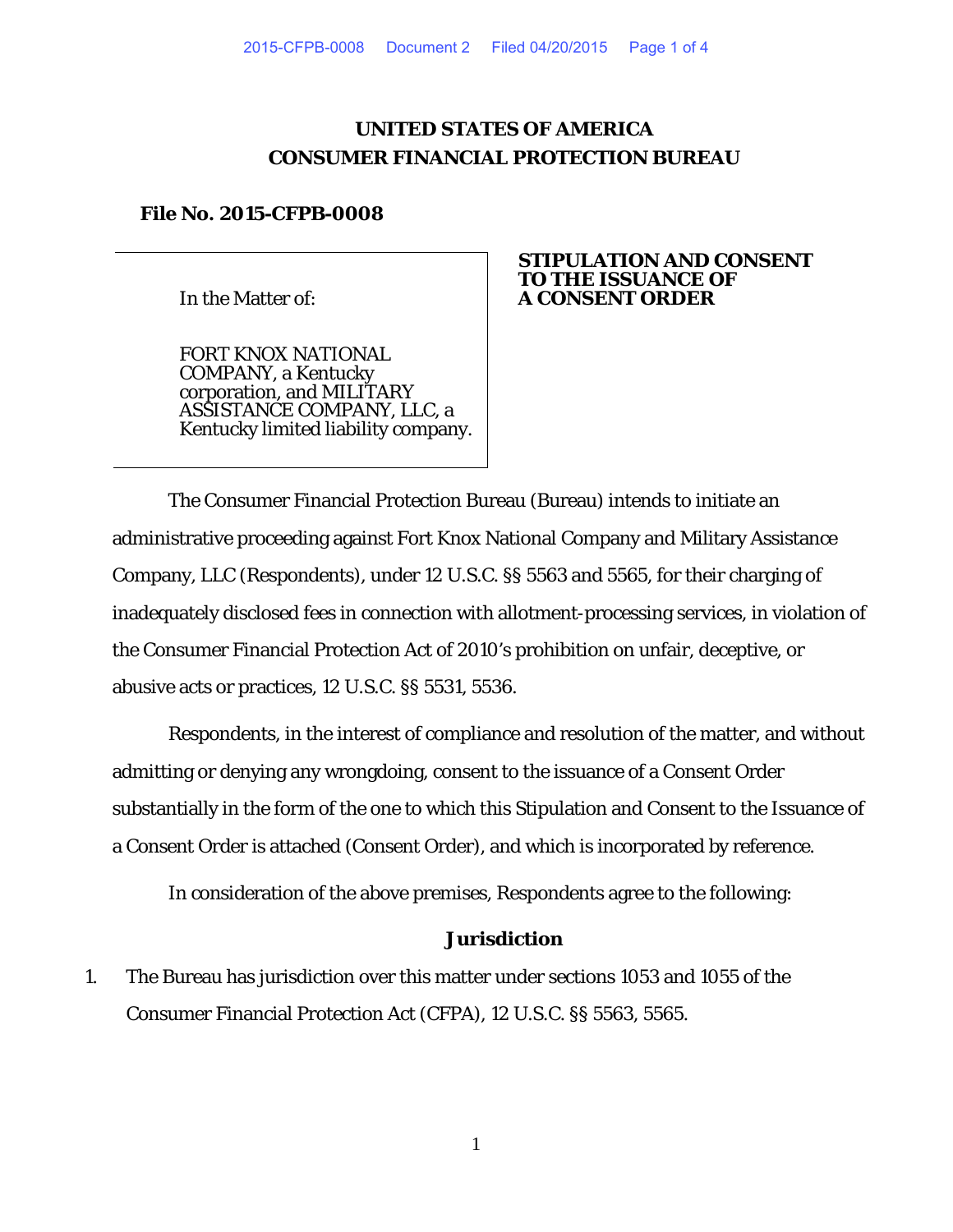# UNITED STATES OF AMERICA
# CONSUMER FINANCIAL PROTECTION BUREAU

**File No. 2015-CFPB-0008**

In the Matter of:

FORT KNOX NATIONAL COMPANY, a Kentucky corporation, and MILITARY ASSISTANCE COMPANY, LLC, a Kentucky limited liability company.

**STIPULATION AND CONSENT TO THE ISSUANCE OF A CONSENT ORDER**

The Consumer Financial Protection Bureau (Bureau) intends to initiate an administrative proceeding against Fort Knox National Company and Military Assistance Company, LLC (Respondents), under 12 U.S.C. §§ 5563 and 5565, for their charging of inadequately disclosed fees in connection with allotment-processing services, in violation of the Consumer Financial Protection Act of 2010's prohibition on unfair, deceptive, or abusive acts or practices, 12 U.S.C. §§ 5531, 5536.

Respondents, in the interest of compliance and resolution of the matter, and without admitting or denying any wrongdoing, consent to the issuance of a Consent Order substantially in the form of the one to which this Stipulation and Consent to the Issuance of a Consent Order is attached (Consent Order), and which is incorporated by reference.

In consideration of the above premises, Respondents agree to the following:

## Jurisdiction

1. The Bureau has jurisdiction over this matter under sections 1053 and 1055 of the Consumer Financial Protection Act (CFPA), 12 U.S.C. §§ 5563, 5565.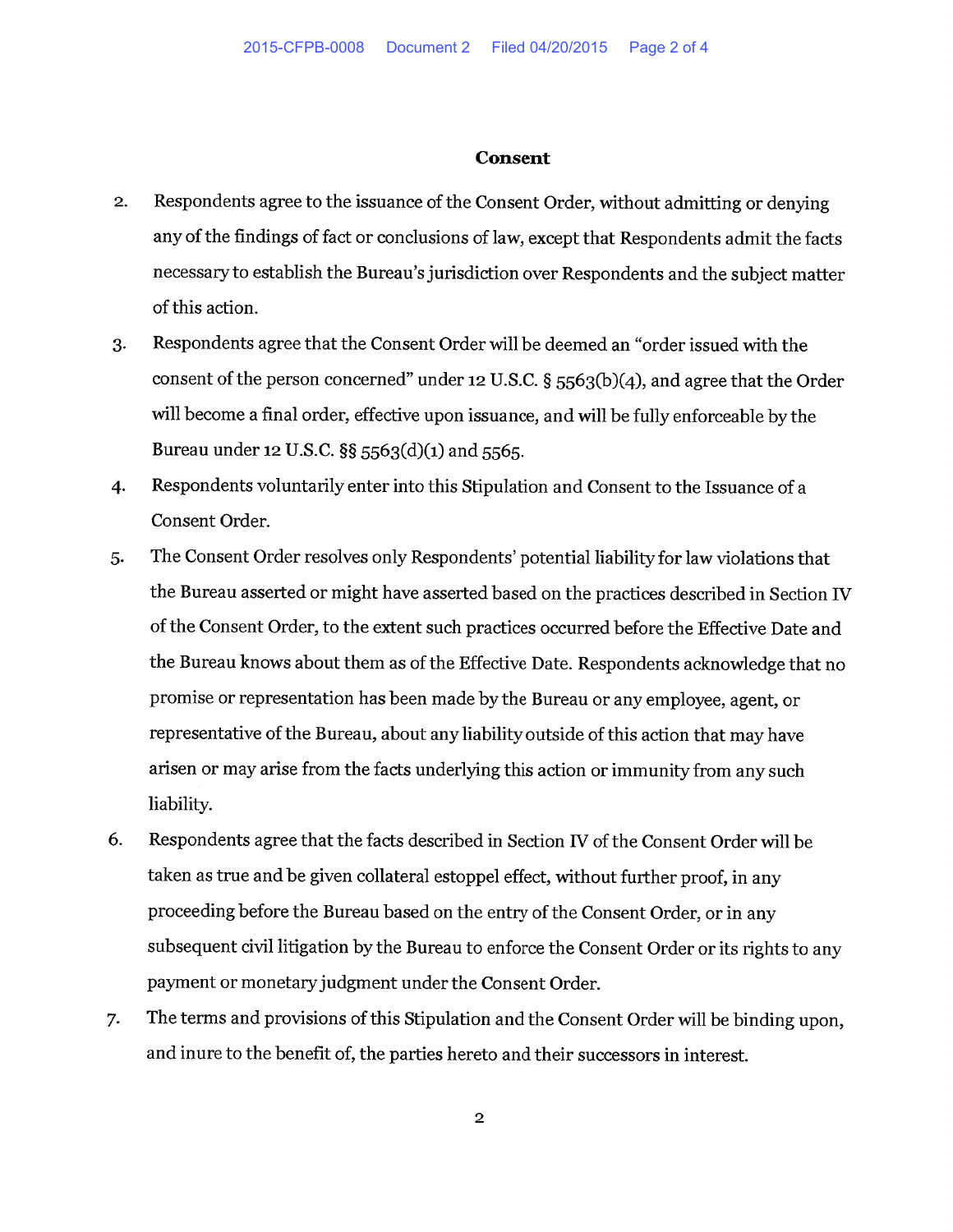## Consent

2. Respondents agree to the issuance of the Consent Order, without admitting or denying any of the findings of fact or conclusions of law, except that Respondents admit the facts necessary to establish the Bureau's jurisdiction over Respondents and the subject matter of this action.

3. Respondents agree that the Consent Order will be deemed an "order issued with the consent of the person concerned" under 12 U.S.C. § 5563(b)(4), and agree that the Order will become a final order, effective upon issuance, and will be fully enforceable by the Bureau under 12 U.S.C. §§ 5563(d)(1) and 5565.

4. Respondents voluntarily enter into this Stipulation and Consent to the Issuance of a Consent Order.

5. The Consent Order resolves only Respondents' potential liability for law violations that the Bureau asserted or might have asserted based on the practices described in Section IV of the Consent Order, to the extent such practices occurred before the Effective Date and the Bureau knows about them as of the Effective Date. Respondents acknowledge that no promise or representation has been made by the Bureau or any employee, agent, or representative of the Bureau, about any liability outside of this action that may have arisen or may arise from the facts underlying this action or immunity from any such liability.

6. Respondents agree that the facts described in Section IV of the Consent Order will be taken as true and be given collateral estoppel effect, without further proof, in any proceeding before the Bureau based on the entry of the Consent Order, or in any subsequent civil litigation by the Bureau to enforce the Consent Order or its rights to any payment or monetary judgment under the Consent Order.

7. The terms and provisions of this Stipulation and the Consent Order will be binding upon, and inure to the benefit of, the parties hereto and their successors in interest.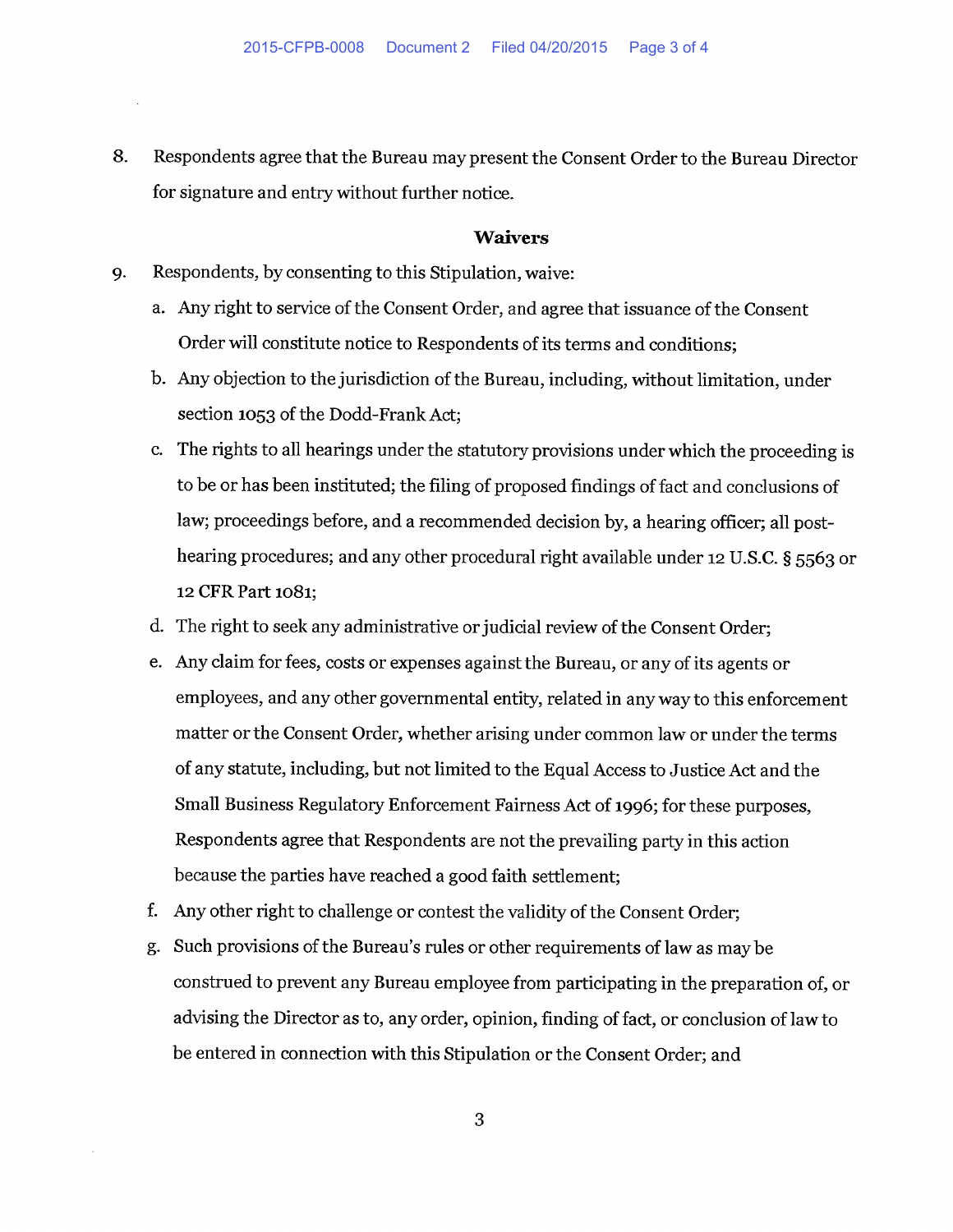8. Respondents agree that the Bureau may present the Consent Order to the Bureau Director for signature and entry without further notice.

### Waivers

9. Respondents, by consenting to this Stipulation, waive:

   a. Any right to service of the Consent Order, and agree that issuance of the Consent Order will constitute notice to Respondents of its terms and conditions;

   b. Any objection to the jurisdiction of the Bureau, including, without limitation, under section 1053 of the Dodd-Frank Act;

   c. The rights to all hearings under the statutory provisions under which the proceeding is to be or has been instituted; the filing of proposed findings of fact and conclusions of law; proceedings before, and a recommended decision by, a hearing officer; all post-hearing procedures; and any other procedural right available under 12 U.S.C. § 5563 or 12 CFR Part 1081;

   d. The right to seek any administrative or judicial review of the Consent Order;

   e. Any claim for fees, costs or expenses against the Bureau, or any of its agents or employees, and any other governmental entity, related in any way to this enforcement matter or the Consent Order, whether arising under common law or under the terms of any statute, including, but not limited to the Equal Access to Justice Act and the Small Business Regulatory Enforcement Fairness Act of 1996; for these purposes, Respondents agree that Respondents are not the prevailing party in this action because the parties have reached a good faith settlement;

   f. Any other right to challenge or contest the validity of the Consent Order;

   g. Such provisions of the Bureau's rules or other requirements of law as may be construed to prevent any Bureau employee from participating in the preparation of, or advising the Director as to, any order, opinion, finding of fact, or conclusion of law to be entered in connection with this Stipulation or the Consent Order; and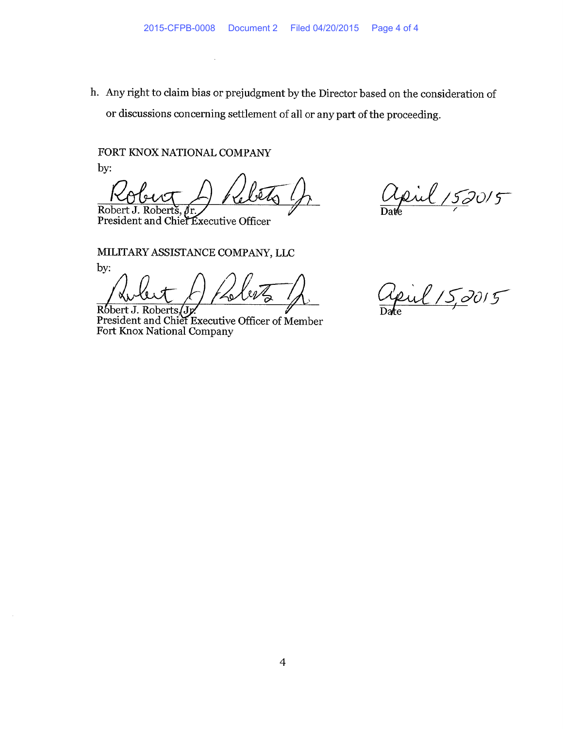h. Any right to claim bias or prejudgment by the Director based on the consideration of or discussions concerning settlement of all or any part of the proceeding.

FORT KNOX NATIONAL COMPANY

by:

Robert J. Roberts, Jr.
President and Chief Executive Officer

April 15 2015
Date

MILITARY ASSISTANCE COMPANY, LLC

by:

Robert J. Roberts, Jr.
President and Chief Executive Officer of Member
Fort Knox National Company

April 15, 2015
Date